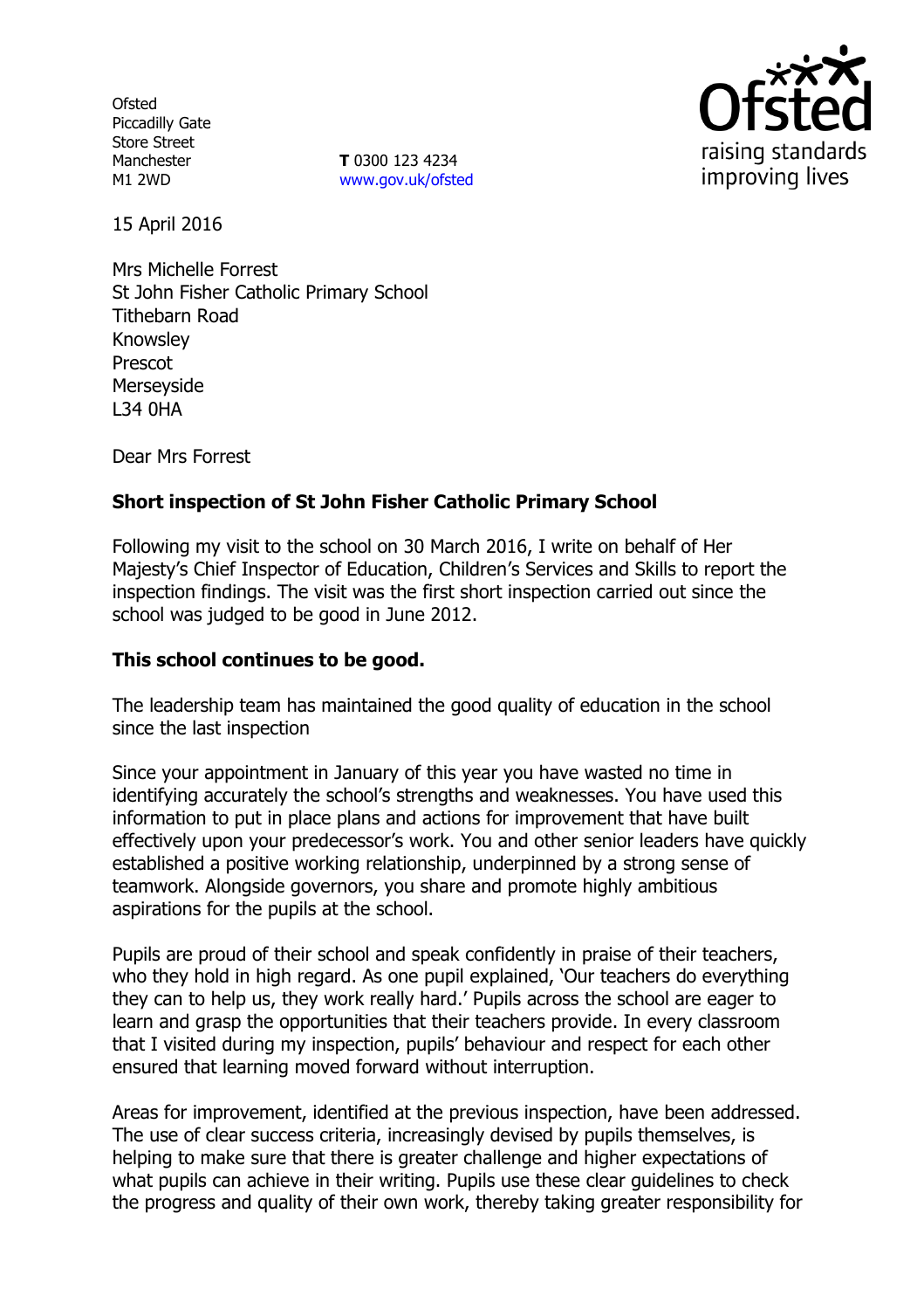Ofsted
Piccadilly Gate
Store Street
Manchester
M1 2WD

**T** 0300 123 4234
www.gov.uk/ofsted

raising standards
improving lives

15 April 2016

Mrs Michelle Forrest
St John Fisher Catholic Primary School
Tithebarn Road
Knowsley
Prescot
Merseyside
L34 0HA

Dear Mrs Forrest

**Short inspection of St John Fisher Catholic Primary School**

Following my visit to the school on 30 March 2016, I write on behalf of Her Majesty's Chief Inspector of Education, Children's Services and Skills to report the inspection findings. The visit was the first short inspection carried out since the school was judged to be good in June 2012.

**This school continues to be good.**

The leadership team has maintained the good quality of education in the school since the last inspection

Since your appointment in January of this year you have wasted no time in identifying accurately the school's strengths and weaknesses. You have used this information to put in place plans and actions for improvement that have built effectively upon your predecessor's work. You and other senior leaders have quickly established a positive working relationship, underpinned by a strong sense of teamwork. Alongside governors, you share and promote highly ambitious aspirations for the pupils at the school.

Pupils are proud of their school and speak confidently in praise of their teachers, who they hold in high regard. As one pupil explained, 'Our teachers do everything they can to help us, they work really hard.' Pupils across the school are eager to learn and grasp the opportunities that their teachers provide. In every classroom that I visited during my inspection, pupils' behaviour and respect for each other ensured that learning moved forward without interruption.

Areas for improvement, identified at the previous inspection, have been addressed. The use of clear success criteria, increasingly devised by pupils themselves, is helping to make sure that there is greater challenge and higher expectations of what pupils can achieve in their writing. Pupils use these clear guidelines to check the progress and quality of their own work, thereby taking greater responsibility for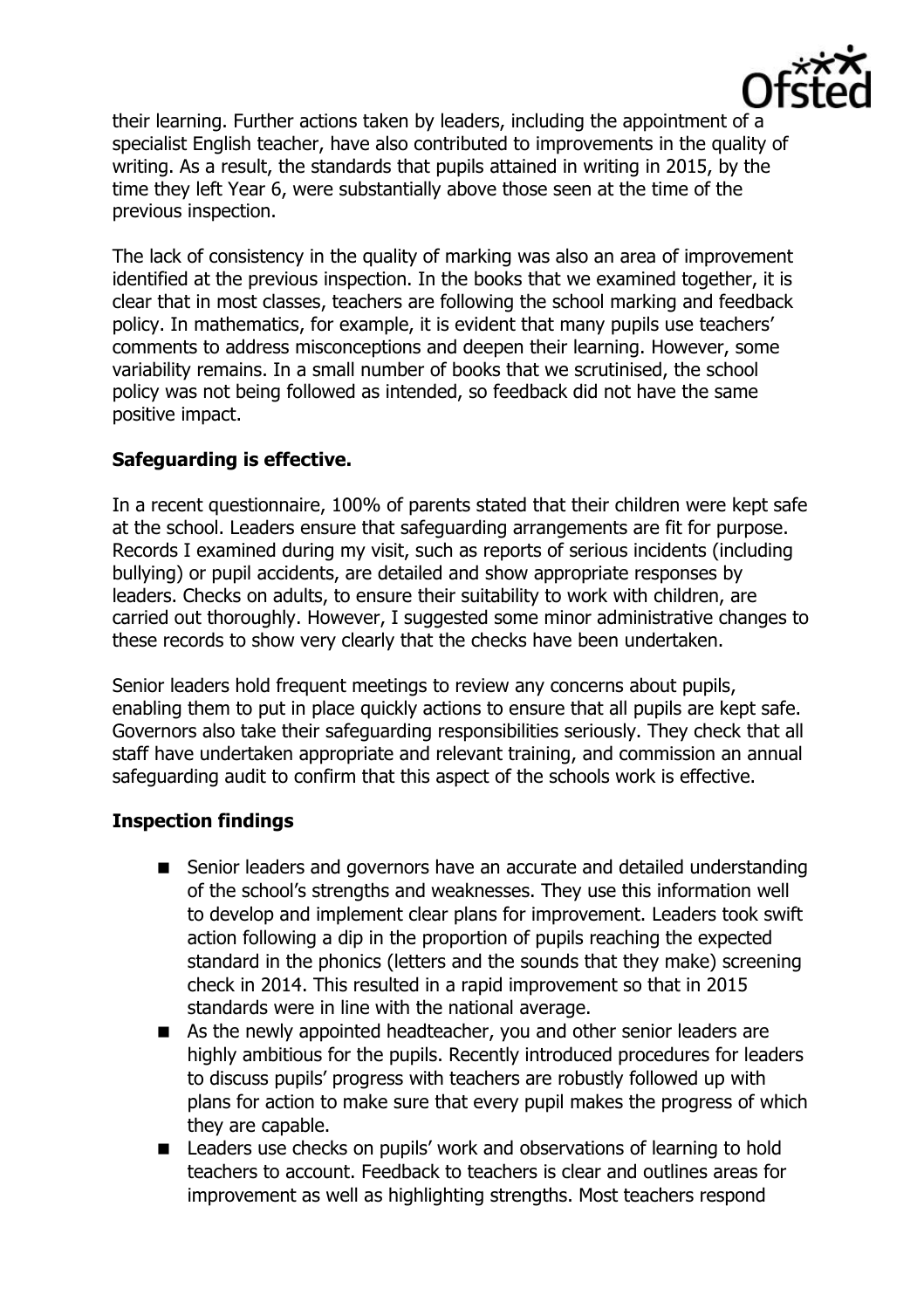their learning. Further actions taken by leaders, including the appointment of a specialist English teacher, have also contributed to improvements in the quality of writing. As a result, the standards that pupils attained in writing in 2015, by the time they left Year 6, were substantially above those seen at the time of the previous inspection.

The lack of consistency in the quality of marking was also an area of improvement identified at the previous inspection. In the books that we examined together, it is clear that in most classes, teachers are following the school marking and feedback policy. In mathematics, for example, it is evident that many pupils use teachers' comments to address misconceptions and deepen their learning. However, some variability remains. In a small number of books that we scrutinised, the school policy was not being followed as intended, so feedback did not have the same positive impact.

**Safeguarding is effective.**

In a recent questionnaire, 100% of parents stated that their children were kept safe at the school. Leaders ensure that safeguarding arrangements are fit for purpose. Records I examined during my visit, such as reports of serious incidents (including bullying) or pupil accidents, are detailed and show appropriate responses by leaders. Checks on adults, to ensure their suitability to work with children, are carried out thoroughly. However, I suggested some minor administrative changes to these records to show very clearly that the checks have been undertaken.

Senior leaders hold frequent meetings to review any concerns about pupils, enabling them to put in place quickly actions to ensure that all pupils are kept safe. Governors also take their safeguarding responsibilities seriously. They check that all staff have undertaken appropriate and relevant training, and commission an annual safeguarding audit to confirm that this aspect of the schools work is effective.

**Inspection findings**

- Senior leaders and governors have an accurate and detailed understanding of the school's strengths and weaknesses. They use this information well to develop and implement clear plans for improvement. Leaders took swift action following a dip in the proportion of pupils reaching the expected standard in the phonics (letters and the sounds that they make) screening check in 2014. This resulted in a rapid improvement so that in 2015 standards were in line with the national average.
- As the newly appointed headteacher, you and other senior leaders are highly ambitious for the pupils. Recently introduced procedures for leaders to discuss pupils' progress with teachers are robustly followed up with plans for action to make sure that every pupil makes the progress of which they are capable.
- Leaders use checks on pupils' work and observations of learning to hold teachers to account. Feedback to teachers is clear and outlines areas for improvement as well as highlighting strengths. Most teachers respond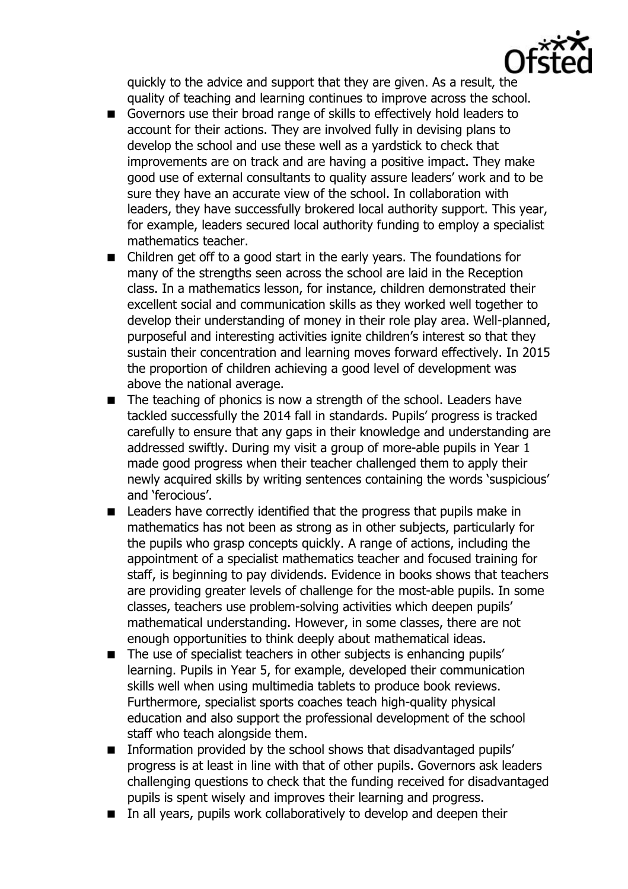quickly to the advice and support that they are given. As a result, the quality of teaching and learning continues to improve across the school.

- Governors use their broad range of skills to effectively hold leaders to account for their actions. They are involved fully in devising plans to develop the school and use these well as a yardstick to check that improvements are on track and are having a positive impact. They make good use of external consultants to quality assure leaders' work and to be sure they have an accurate view of the school. In collaboration with leaders, they have successfully brokered local authority support. This year, for example, leaders secured local authority funding to employ a specialist mathematics teacher.
- Children get off to a good start in the early years. The foundations for many of the strengths seen across the school are laid in the Reception class. In a mathematics lesson, for instance, children demonstrated their excellent social and communication skills as they worked well together to develop their understanding of money in their role play area. Well-planned, purposeful and interesting activities ignite children's interest so that they sustain their concentration and learning moves forward effectively. In 2015 the proportion of children achieving a good level of development was above the national average.
- The teaching of phonics is now a strength of the school. Leaders have tackled successfully the 2014 fall in standards. Pupils' progress is tracked carefully to ensure that any gaps in their knowledge and understanding are addressed swiftly. During my visit a group of more-able pupils in Year 1 made good progress when their teacher challenged them to apply their newly acquired skills by writing sentences containing the words 'suspicious' and 'ferocious'.
- Leaders have correctly identified that the progress that pupils make in mathematics has not been as strong as in other subjects, particularly for the pupils who grasp concepts quickly. A range of actions, including the appointment of a specialist mathematics teacher and focused training for staff, is beginning to pay dividends. Evidence in books shows that teachers are providing greater levels of challenge for the most-able pupils. In some classes, teachers use problem-solving activities which deepen pupils' mathematical understanding. However, in some classes, there are not enough opportunities to think deeply about mathematical ideas.
- The use of specialist teachers in other subjects is enhancing pupils' learning. Pupils in Year 5, for example, developed their communication skills well when using multimedia tablets to produce book reviews. Furthermore, specialist sports coaches teach high-quality physical education and also support the professional development of the school staff who teach alongside them.
- Information provided by the school shows that disadvantaged pupils' progress is at least in line with that of other pupils. Governors ask leaders challenging questions to check that the funding received for disadvantaged pupils is spent wisely and improves their learning and progress.
- In all years, pupils work collaboratively to develop and deepen their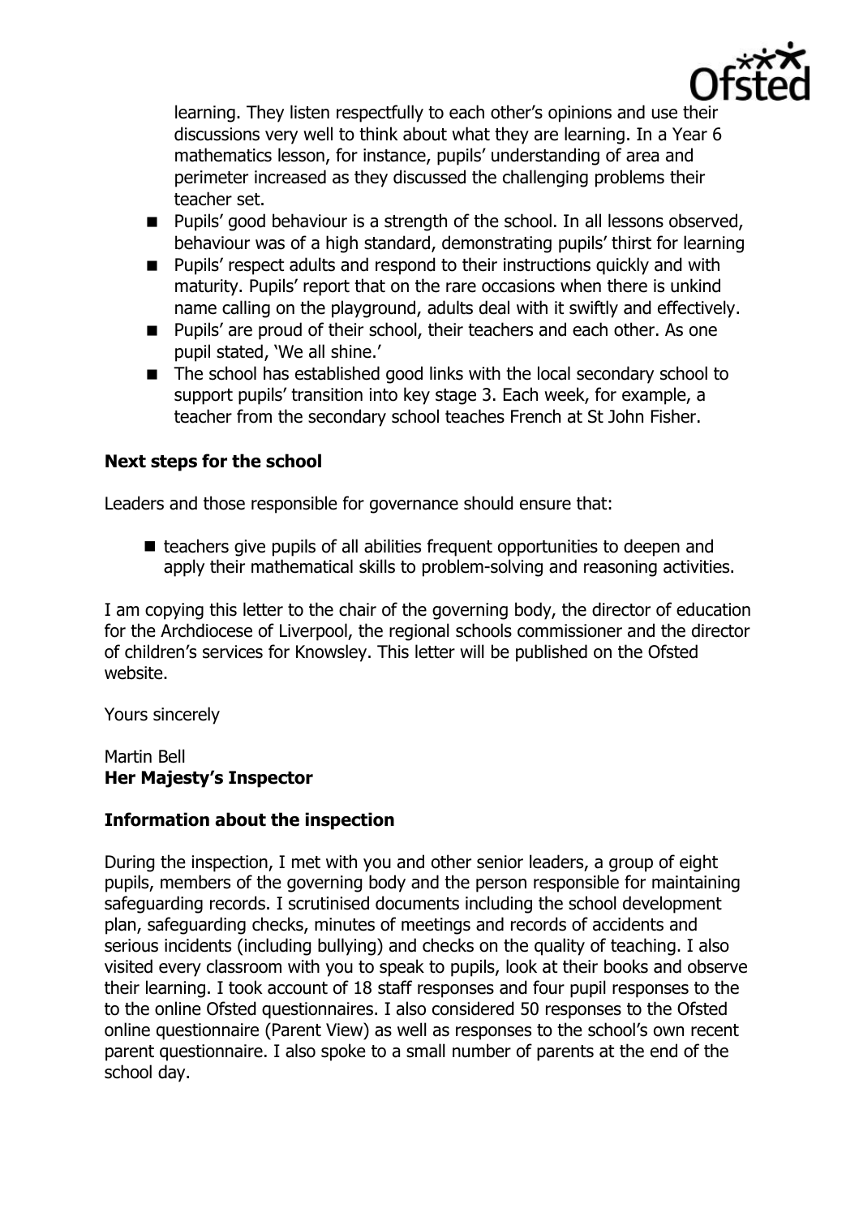learning. They listen respectfully to each other's opinions and use their discussions very well to think about what they are learning. In a Year 6 mathematics lesson, for instance, pupils' understanding of area and perimeter increased as they discussed the challenging problems their teacher set.

- Pupils' good behaviour is a strength of the school. In all lessons observed, behaviour was of a high standard, demonstrating pupils' thirst for learning
- Pupils' respect adults and respond to their instructions quickly and with maturity. Pupils' report that on the rare occasions when there is unkind name calling on the playground, adults deal with it swiftly and effectively.
- Pupils' are proud of their school, their teachers and each other. As one pupil stated, 'We all shine.'
- The school has established good links with the local secondary school to support pupils' transition into key stage 3. Each week, for example, a teacher from the secondary school teaches French at St John Fisher.

### Next steps for the school

Leaders and those responsible for governance should ensure that:

- teachers give pupils of all abilities frequent opportunities to deepen and apply their mathematical skills to problem-solving and reasoning activities.

I am copying this letter to the chair of the governing body, the director of education for the Archdiocese of Liverpool, the regional schools commissioner and the director of children's services for Knowsley. This letter will be published on the Ofsted website.

Yours sincerely

Martin Bell
**Her Majesty's Inspector**

### Information about the inspection

During the inspection, I met with you and other senior leaders, a group of eight pupils, members of the governing body and the person responsible for maintaining safeguarding records. I scrutinised documents including the school development plan, safeguarding checks, minutes of meetings and records of accidents and serious incidents (including bullying) and checks on the quality of teaching. I also visited every classroom with you to speak to pupils, look at their books and observe their learning. I took account of 18 staff responses and four pupil responses to the to the online Ofsted questionnaires. I also considered 50 responses to the Ofsted online questionnaire (Parent View) as well as responses to the school's own recent parent questionnaire. I also spoke to a small number of parents at the end of the school day.